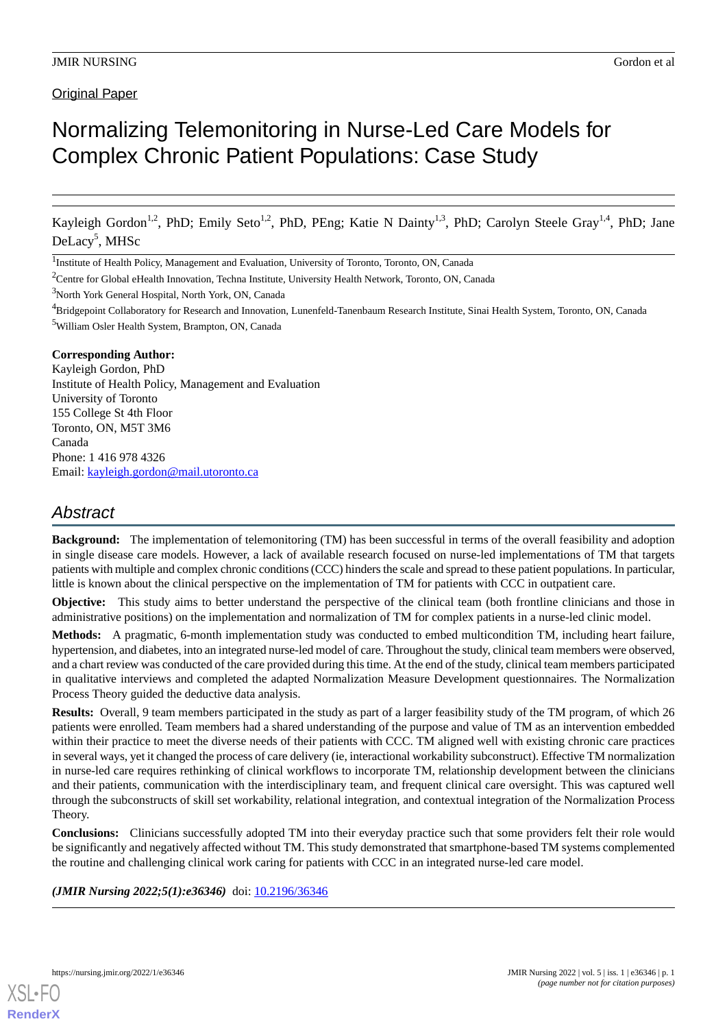Original Paper

# Normalizing Telemonitoring in Nurse-Led Care Models for Complex Chronic Patient Populations: Case Study

Kayleigh Gordon[1,2], PhD; Emily Seto[1,2], PhD, PEng; Katie N Dainty[1,3], PhD; Carolyn Steele Gray[1,4], PhD; Jane DeLacy[5], MHSc

[1]Institute of Health Policy, Management and Evaluation, University of Toronto, Toronto, ON, Canada

[2]Centre for Global eHealth Innovation, Techna Institute, University Health Network, Toronto, ON, Canada

[3]North York General Hospital, North York, ON, Canada

[4]Bridgepoint Collaboratory for Research and Innovation, Lunenfeld-Tanenbaum Research Institute, Sinai Health System, Toronto, ON, Canada

[5]William Osler Health System, Brampton, ON, Canada

**Corresponding Author:**
Kayleigh Gordon, PhD
Institute of Health Policy, Management and Evaluation
University of Toronto
155 College St 4th Floor
Toronto, ON, M5T 3M6
Canada
Phone: 1 416 978 4326
Email: kayleigh.gordon@mail.utoronto.ca

## Abstract

**Background:** The implementation of telemonitoring (TM) has been successful in terms of the overall feasibility and adoption in single disease care models. However, a lack of available research focused on nurse-led implementations of TM that targets patients with multiple and complex chronic conditions (CCC) hinders the scale and spread to these patient populations. In particular, little is known about the clinical perspective on the implementation of TM for patients with CCC in outpatient care.

**Objective:** This study aims to better understand the perspective of the clinical team (both frontline clinicians and those in administrative positions) on the implementation and normalization of TM for complex patients in a nurse-led clinic model.

**Methods:** A pragmatic, 6-month implementation study was conducted to embed multicondition TM, including heart failure, hypertension, and diabetes, into an integrated nurse-led model of care. Throughout the study, clinical team members were observed, and a chart review was conducted of the care provided during this time. At the end of the study, clinical team members participated in qualitative interviews and completed the adapted Normalization Measure Development questionnaires. The Normalization Process Theory guided the deductive data analysis.

**Results:** Overall, 9 team members participated in the study as part of a larger feasibility study of the TM program, of which 26 patients were enrolled. Team members had a shared understanding of the purpose and value of TM as an intervention embedded within their practice to meet the diverse needs of their patients with CCC. TM aligned well with existing chronic care practices in several ways, yet it changed the process of care delivery (ie, interactional workability subconstruct). Effective TM normalization in nurse-led care requires rethinking of clinical workflows to incorporate TM, relationship development between the clinicians and their patients, communication with the interdisciplinary team, and frequent clinical care oversight. This was captured well through the subconstructs of skill set workability, relational integration, and contextual integration of the Normalization Process Theory.

**Conclusions:** Clinicians successfully adopted TM into their everyday practice such that some providers felt their role would be significantly and negatively affected without TM. This study demonstrated that smartphone-based TM systems complemented the routine and challenging clinical work caring for patients with CCC in an integrated nurse-led care model.

***(JMIR Nursing 2022;5(1):e36346)*** doi: 10.2196/36346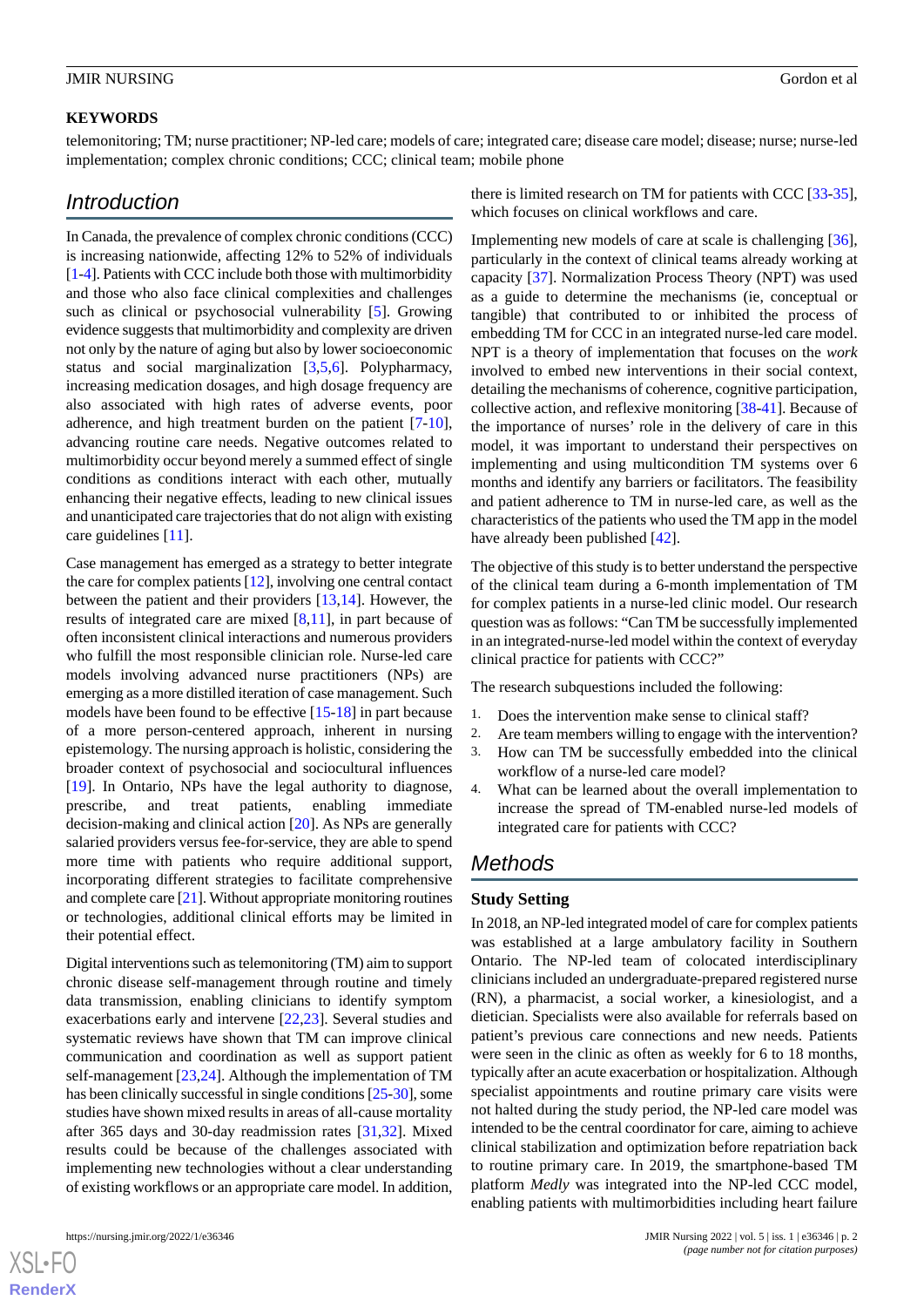## KEYWORDS

telemonitoring; TM; nurse practitioner; NP-led care; models of care; integrated care; disease care model; disease; nurse; nurse-led implementation; complex chronic conditions; CCC; clinical team; mobile phone

## Introduction

In Canada, the prevalence of complex chronic conditions (CCC) is increasing nationwide, affecting 12% to 52% of individuals [1-4]. Patients with CCC include both those with multimorbidity and those who also face clinical complexities and challenges such as clinical or psychosocial vulnerability [5]. Growing evidence suggests that multimorbidity and complexity are driven not only by the nature of aging but also by lower socioeconomic status and social marginalization [3,5,6]. Polypharmacy, increasing medication dosages, and high dosage frequency are also associated with high rates of adverse events, poor adherence, and high treatment burden on the patient [7-10], advancing routine care needs. Negative outcomes related to multimorbidity occur beyond merely a summed effect of single conditions as conditions interact with each other, mutually enhancing their negative effects, leading to new clinical issues and unanticipated care trajectories that do not align with existing care guidelines [11].

Case management has emerged as a strategy to better integrate the care for complex patients [12], involving one central contact between the patient and their providers [13,14]. However, the results of integrated care are mixed [8,11], in part because of often inconsistent clinical interactions and numerous providers who fulfill the most responsible clinician role. Nurse-led care models involving advanced nurse practitioners (NPs) are emerging as a more distilled iteration of case management. Such models have been found to be effective [15-18] in part because of a more person-centered approach, inherent in nursing epistemology. The nursing approach is holistic, considering the broader context of psychosocial and sociocultural influences [19]. In Ontario, NPs have the legal authority to diagnose, prescribe, and treat patients, enabling immediate decision-making and clinical action [20]. As NPs are generally salaried providers versus fee-for-service, they are able to spend more time with patients who require additional support, incorporating different strategies to facilitate comprehensive and complete care [21]. Without appropriate monitoring routines or technologies, additional clinical efforts may be limited in their potential effect.

Digital interventions such as telemonitoring (TM) aim to support chronic disease self-management through routine and timely data transmission, enabling clinicians to identify symptom exacerbations early and intervene [22,23]. Several studies and systematic reviews have shown that TM can improve clinical communication and coordination as well as support patient self-management [23,24]. Although the implementation of TM has been clinically successful in single conditions [25-30], some studies have shown mixed results in areas of all-cause mortality after 365 days and 30-day readmission rates [31,32]. Mixed results could be because of the challenges associated with implementing new technologies without a clear understanding of existing workflows or an appropriate care model. In addition, there is limited research on TM for patients with CCC [33-35], which focuses on clinical workflows and care.

Implementing new models of care at scale is challenging [36], particularly in the context of clinical teams already working at capacity [37]. Normalization Process Theory (NPT) was used as a guide to determine the mechanisms (ie, conceptual or tangible) that contributed to or inhibited the process of embedding TM for CCC in an integrated nurse-led care model. NPT is a theory of implementation that focuses on the *work* involved to embed new interventions in their social context, detailing the mechanisms of coherence, cognitive participation, collective action, and reflexive monitoring [38-41]. Because of the importance of nurses' role in the delivery of care in this model, it was important to understand their perspectives on implementing and using multicondition TM systems over 6 months and identify any barriers or facilitators. The feasibility and patient adherence to TM in nurse-led care, as well as the characteristics of the patients who used the TM app in the model have already been published [42].

The objective of this study is to better understand the perspective of the clinical team during a 6-month implementation of TM for complex patients in a nurse-led clinic model. Our research question was as follows: "Can TM be successfully implemented in an integrated-nurse-led model within the context of everyday clinical practice for patients with CCC?"

The research subquestions included the following:

1. Does the intervention make sense to clinical staff?
2. Are team members willing to engage with the intervention?
3. How can TM be successfully embedded into the clinical workflow of a nurse-led care model?
4. What can be learned about the overall implementation to increase the spread of TM-enabled nurse-led models of integrated care for patients with CCC?

## Methods

### Study Setting

In 2018, an NP-led integrated model of care for complex patients was established at a large ambulatory facility in Southern Ontario. The NP-led team of colocated interdisciplinary clinicians included an undergraduate-prepared registered nurse (RN), a pharmacist, a social worker, a kinesiologist, and a dietician. Specialists were also available for referrals based on patient's previous care connections and new needs. Patients were seen in the clinic as often as weekly for 6 to 18 months, typically after an acute exacerbation or hospitalization. Although specialist appointments and routine primary care visits were not halted during the study period, the NP-led care model was intended to be the central coordinator for care, aiming to achieve clinical stabilization and optimization before repatriation back to routine primary care. In 2019, the smartphone-based TM platform *Medly* was integrated into the NP-led CCC model, enabling patients with multimorbidities including heart failure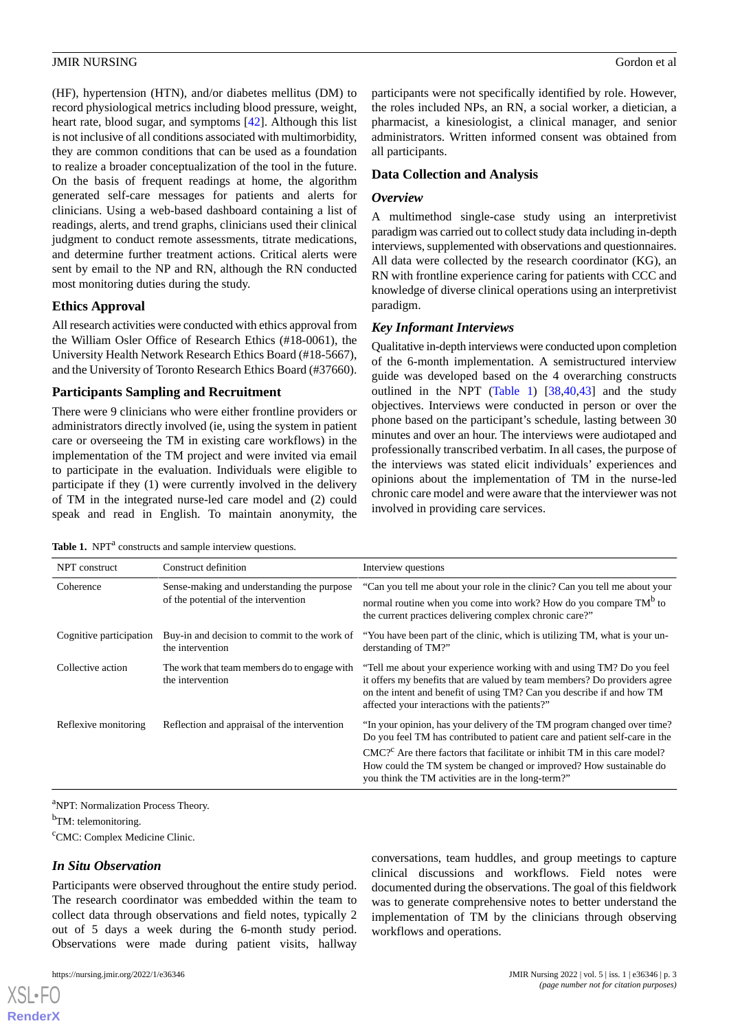(HF), hypertension (HTN), and/or diabetes mellitus (DM) to record physiological metrics including blood pressure, weight, heart rate, blood sugar, and symptoms [42]. Although this list is not inclusive of all conditions associated with multimorbidity, they are common conditions that can be used as a foundation to realize a broader conceptualization of the tool in the future. On the basis of frequent readings at home, the algorithm generated self-care messages for patients and alerts for clinicians. Using a web-based dashboard containing a list of readings, alerts, and trend graphs, clinicians used their clinical judgment to conduct remote assessments, titrate medications, and determine further treatment actions. Critical alerts were sent by email to the NP and RN, although the RN conducted most monitoring duties during the study.

### Ethics Approval

All research activities were conducted with ethics approval from the William Osler Office of Research Ethics (#18-0061), the University Health Network Research Ethics Board (#18-5667), and the University of Toronto Research Ethics Board (#37660).

### Participants Sampling and Recruitment

There were 9 clinicians who were either frontline providers or administrators directly involved (ie, using the system in patient care or overseeing the TM in existing care workflows) in the implementation of the TM project and were invited via email to participate in the evaluation. Individuals were eligible to participate if they (1) were currently involved in the delivery of TM in the integrated nurse-led care model and (2) could speak and read in English. To maintain anonymity, the participants were not specifically identified by role. However, the roles included NPs, an RN, a social worker, a dietician, a pharmacist, a kinesiologist, a clinical manager, and senior administrators. Written informed consent was obtained from all participants.

### Data Collection and Analysis

#### *Overview*

A multimethod single-case study using an interpretivist paradigm was carried out to collect study data including in-depth interviews, supplemented with observations and questionnaires. All data were collected by the research coordinator (KG), an RN with frontline experience caring for patients with CCC and knowledge of diverse clinical operations using an interpretivist paradigm.

#### *Key Informant Interviews*

Qualitative in-depth interviews were conducted upon completion of the 6-month implementation. A semistructured interview guide was developed based on the 4 overarching constructs outlined in the NPT (Table 1) [38,40,43] and the study objectives. Interviews were conducted in person or over the phone based on the participant's schedule, lasting between 30 minutes and over an hour. The interviews were audiotaped and professionally transcribed verbatim. In all cases, the purpose of the interviews was stated elicit individuals' experiences and opinions about the implementation of TM in the nurse-led chronic care model and were aware that the interviewer was not involved in providing care services.

**Table 1.** NPT[a] constructs and sample interview questions.

| NPT construct | Construct definition | Interview questions |
|---|---|---|
| Coherence | Sense-making and understanding the purpose of the potential of the intervention | "Can you tell me about your role in the clinic? Can you tell me about your normal routine when you come into work? How do you compare TM[b] to the current practices delivering complex chronic care?" |
| Cognitive participation | Buy-in and decision to commit to the work of the intervention | "You have been part of the clinic, which is utilizing TM, what is your understanding of TM?" |
| Collective action | The work that team members do to engage with the intervention | "Tell me about your experience working with and using TM? Do you feel it offers my benefits that are valued by team members? Do providers agree on the intent and benefit of using TM? Can you describe if and how TM affected your interactions with the patients?" |
| Reflexive monitoring | Reflection and appraisal of the intervention | "In your opinion, has your delivery of the TM program changed over time? Do you feel TM has contributed to patient care and patient self-care in the CMC?[c] Are there factors that facilitate or inhibit TM in this care model? How could the TM system be changed or improved? How sustainable do you think the TM activities are in the long-term?" |

[a]NPT: Normalization Process Theory.

[b]TM: telemonitoring.

[c]CMC: Complex Medicine Clinic.

#### *In Situ Observation*

Participants were observed throughout the entire study period. The research coordinator was embedded within the team to collect data through observations and field notes, typically 2 out of 5 days a week during the 6-month study period. Observations were made during patient visits, hallway conversations, team huddles, and group meetings to capture clinical discussions and workflows. Field notes were documented during the observations. The goal of this fieldwork was to generate comprehensive notes to better understand the implementation of TM by the clinicians through observing workflows and operations.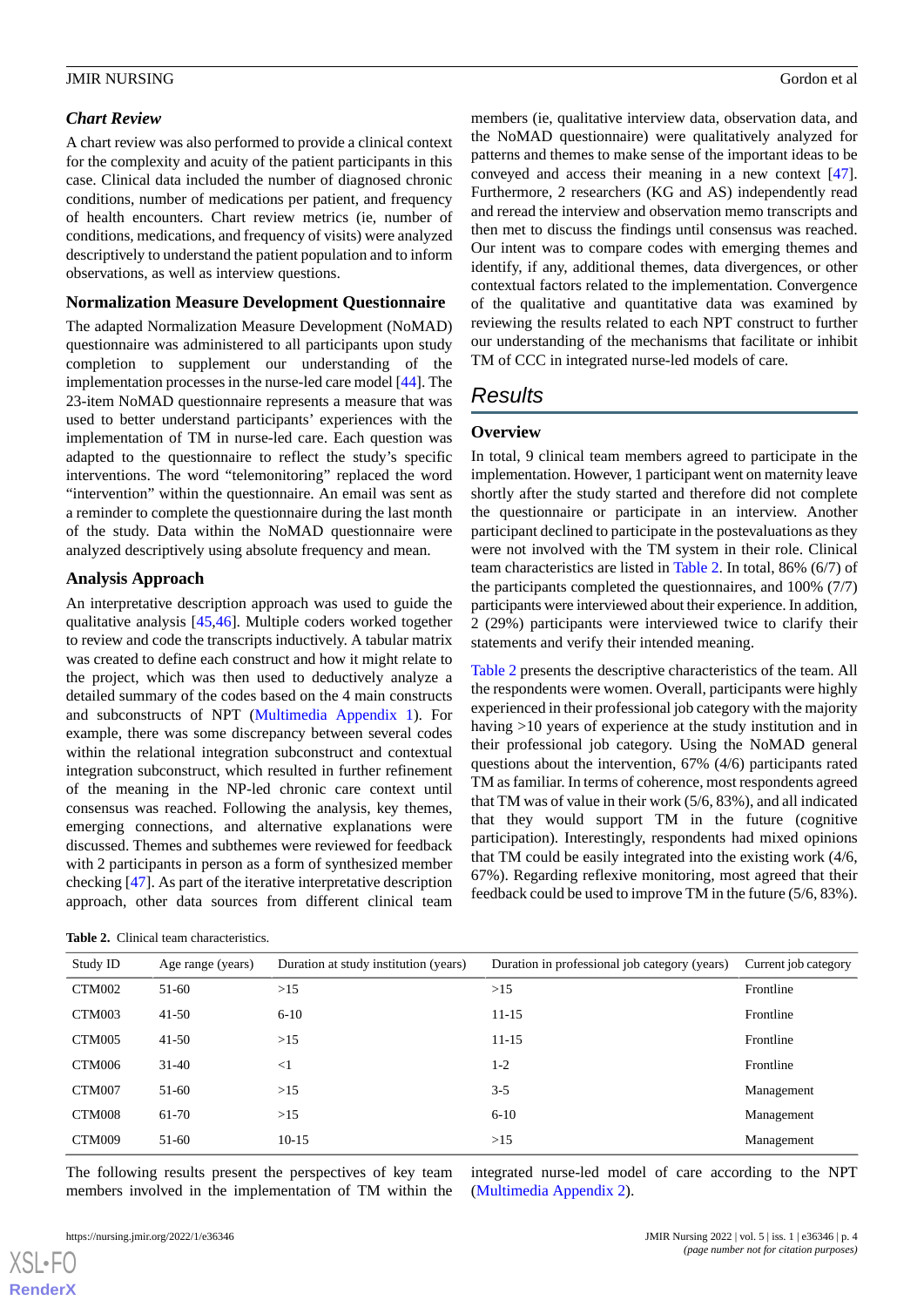### Chart Review

A chart review was also performed to provide a clinical context for the complexity and acuity of the patient participants in this case. Clinical data included the number of diagnosed chronic conditions, number of medications per patient, and frequency of health encounters. Chart review metrics (ie, number of conditions, medications, and frequency of visits) were analyzed descriptively to understand the patient population and to inform observations, as well as interview questions.

### Normalization Measure Development Questionnaire

The adapted Normalization Measure Development (NoMAD) questionnaire was administered to all participants upon study completion to supplement our understanding of the implementation processes in the nurse-led care model [44]. The 23-item NoMAD questionnaire represents a measure that was used to better understand participants' experiences with the implementation of TM in nurse-led care. Each question was adapted to the questionnaire to reflect the study's specific interventions. The word "telemonitoring" replaced the word "intervention" within the questionnaire. An email was sent as a reminder to complete the questionnaire during the last month of the study. Data within the NoMAD questionnaire were analyzed descriptively using absolute frequency and mean.

### Analysis Approach

An interpretative description approach was used to guide the qualitative analysis [45,46]. Multiple coders worked together to review and code the transcripts inductively. A tabular matrix was created to define each construct and how it might relate to the project, which was then used to deductively analyze a detailed summary of the codes based on the 4 main constructs and subconstructs of NPT (Multimedia Appendix 1). For example, there was some discrepancy between several codes within the relational integration subconstruct and contextual integration subconstruct, which resulted in further refinement of the meaning in the NP-led chronic care context until consensus was reached. Following the analysis, key themes, emerging connections, and alternative explanations were discussed. Themes and subthemes were reviewed for feedback with 2 participants in person as a form of synthesized member checking [47]. As part of the iterative interpretative description approach, other data sources from different clinical team members (ie, qualitative interview data, observation data, and the NoMAD questionnaire) were qualitatively analyzed for patterns and themes to make sense of the important ideas to be conveyed and access their meaning in a new context [47]. Furthermore, 2 researchers (KG and AS) independently read and reread the interview and observation memo transcripts and then met to discuss the findings until consensus was reached. Our intent was to compare codes with emerging themes and identify, if any, additional themes, data divergences, or other contextual factors related to the implementation. Convergence of the qualitative and quantitative data was examined by reviewing the results related to each NPT construct to further our understanding of the mechanisms that facilitate or inhibit TM of CCC in integrated nurse-led models of care.

## Results

### Overview

In total, 9 clinical team members agreed to participate in the implementation. However, 1 participant went on maternity leave shortly after the study started and therefore did not complete the questionnaire or participate in an interview. Another participant declined to participate in the postevaluations as they were not involved with the TM system in their role. Clinical team characteristics are listed in Table 2. In total, 86% (6/7) of the participants completed the questionnaires, and 100% (7/7) participants were interviewed about their experience. In addition, 2 (29%) participants were interviewed twice to clarify their statements and verify their intended meaning.

Table 2 presents the descriptive characteristics of the team. All the respondents were women. Overall, participants were highly experienced in their professional job category with the majority having >10 years of experience at the study institution and in their professional job category. Using the NoMAD general questions about the intervention, 67% (4/6) participants rated TM as familiar. In terms of coherence, most respondents agreed that TM was of value in their work (5/6, 83%), and all indicated that they would support TM in the future (cognitive participation). Interestingly, respondents had mixed opinions that TM could be easily integrated into the existing work (4/6, 67%). Regarding reflexive monitoring, most agreed that their feedback could be used to improve TM in the future (5/6, 83%).

**Table 2.** Clinical team characteristics.

| Study ID | Age range (years) | Duration at study institution (years) | Duration in professional job category (years) | Current job category |
|---|---|---|---|---|
| CTM002 | 51-60 | >15 | >15 | Frontline |
| CTM003 | 41-50 | 6-10 | 11-15 | Frontline |
| CTM005 | 41-50 | >15 | 11-15 | Frontline |
| CTM006 | 31-40 | <1 | 1-2 | Frontline |
| CTM007 | 51-60 | >15 | 3-5 | Management |
| CTM008 | 61-70 | >15 | 6-10 | Management |
| CTM009 | 51-60 | 10-15 | >15 | Management |

The following results present the perspectives of key team members involved in the implementation of TM within the integrated nurse-led model of care according to the NPT (Multimedia Appendix 2).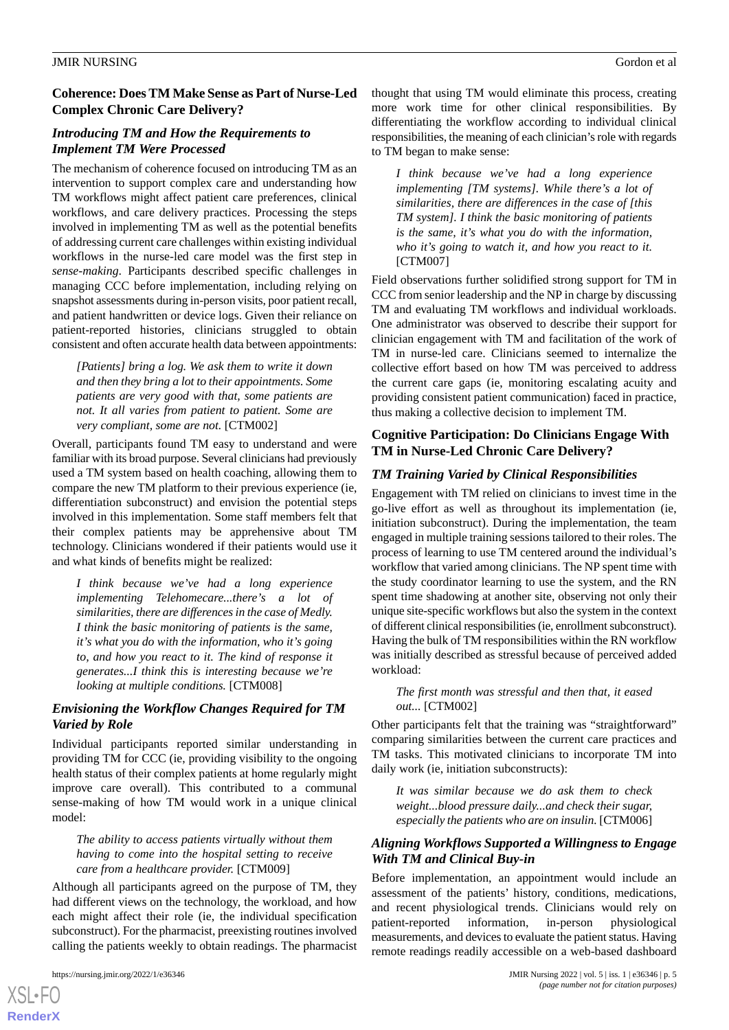## Coherence: Does TM Make Sense as Part of Nurse-Led Complex Chronic Care Delivery?

### *Introducing TM and How the Requirements to Implement TM Were Processed*

The mechanism of coherence focused on introducing TM as an intervention to support complex care and understanding how TM workflows might affect patient care preferences, clinical workflows, and care delivery practices. Processing the steps involved in implementing TM as well as the potential benefits of addressing current care challenges within existing individual workflows in the nurse-led care model was the first step in *sense-making*. Participants described specific challenges in managing CCC before implementation, including relying on snapshot assessments during in-person visits, poor patient recall, and patient handwritten or device logs. Given their reliance on patient-reported histories, clinicians struggled to obtain consistent and often accurate health data between appointments:

> *[Patients] bring a log. We ask them to write it down and then they bring a lot to their appointments. Some patients are very good with that, some patients are not. It all varies from patient to patient. Some are very compliant, some are not.* [CTM002]

Overall, participants found TM easy to understand and were familiar with its broad purpose. Several clinicians had previously used a TM system based on health coaching, allowing them to compare the new TM platform to their previous experience (ie, differentiation subconstruct) and envision the potential steps involved in this implementation. Some staff members felt that their complex patients may be apprehensive about TM technology. Clinicians wondered if their patients would use it and what kinds of benefits might be realized:

> *I think because we've had a long experience implementing Telehomecare...there's a lot of similarities, there are differences in the case of Medly. I think the basic monitoring of patients is the same, it's what you do with the information, who it's going to, and how you react to it. The kind of response it generates...I think this is interesting because we're looking at multiple conditions.* [CTM008]

### *Envisioning the Workflow Changes Required for TM Varied by Role*

Individual participants reported similar understanding in providing TM for CCC (ie, providing visibility to the ongoing health status of their complex patients at home regularly might improve care overall). This contributed to a communal sense-making of how TM would work in a unique clinical model:

> *The ability to access patients virtually without them having to come into the hospital setting to receive care from a healthcare provider.* [CTM009]

Although all participants agreed on the purpose of TM, they had different views on the technology, the workload, and how each might affect their role (ie, the individual specification subconstruct). For the pharmacist, preexisting routines involved calling the patients weekly to obtain readings. The pharmacist thought that using TM would eliminate this process, creating more work time for other clinical responsibilities. By differentiating the workflow according to individual clinical responsibilities, the meaning of each clinician's role with regards to TM began to make sense:

> *I think because we've had a long experience implementing [TM systems]. While there's a lot of similarities, there are differences in the case of [this TM system]. I think the basic monitoring of patients is the same, it's what you do with the information, who it's going to watch it, and how you react to it.* [CTM007]

Field observations further solidified strong support for TM in CCC from senior leadership and the NP in charge by discussing TM and evaluating TM workflows and individual workloads. One administrator was observed to describe their support for clinician engagement with TM and facilitation of the work of TM in nurse-led care. Clinicians seemed to internalize the collective effort based on how TM was perceived to address the current care gaps (ie, monitoring escalating acuity and providing consistent patient communication) faced in practice, thus making a collective decision to implement TM.

## Cognitive Participation: Do Clinicians Engage With TM in Nurse-Led Chronic Care Delivery?

### *TM Training Varied by Clinical Responsibilities*

Engagement with TM relied on clinicians to invest time in the go-live effort as well as throughout its implementation (ie, initiation subconstruct). During the implementation, the team engaged in multiple training sessions tailored to their roles. The process of learning to use TM centered around the individual's workflow that varied among clinicians. The NP spent time with the study coordinator learning to use the system, and the RN spent time shadowing at another site, observing not only their unique site-specific workflows but also the system in the context of different clinical responsibilities (ie, enrollment subconstruct). Having the bulk of TM responsibilities within the RN workflow was initially described as stressful because of perceived added workload:

> *The first month was stressful and then that, it eased out...* [CTM002]

Other participants felt that the training was "straightforward" comparing similarities between the current care practices and TM tasks. This motivated clinicians to incorporate TM into daily work (ie, initiation subconstructs):

> *It was similar because we do ask them to check weight...blood pressure daily...and check their sugar, especially the patients who are on insulin.* [CTM006]

### *Aligning Workflows Supported a Willingness to Engage With TM and Clinical Buy-in*

Before implementation, an appointment would include an assessment of the patients' history, conditions, medications, and recent physiological trends. Clinicians would rely on patient-reported information, in-person physiological measurements, and devices to evaluate the patient status. Having remote readings readily accessible on a web-based dashboard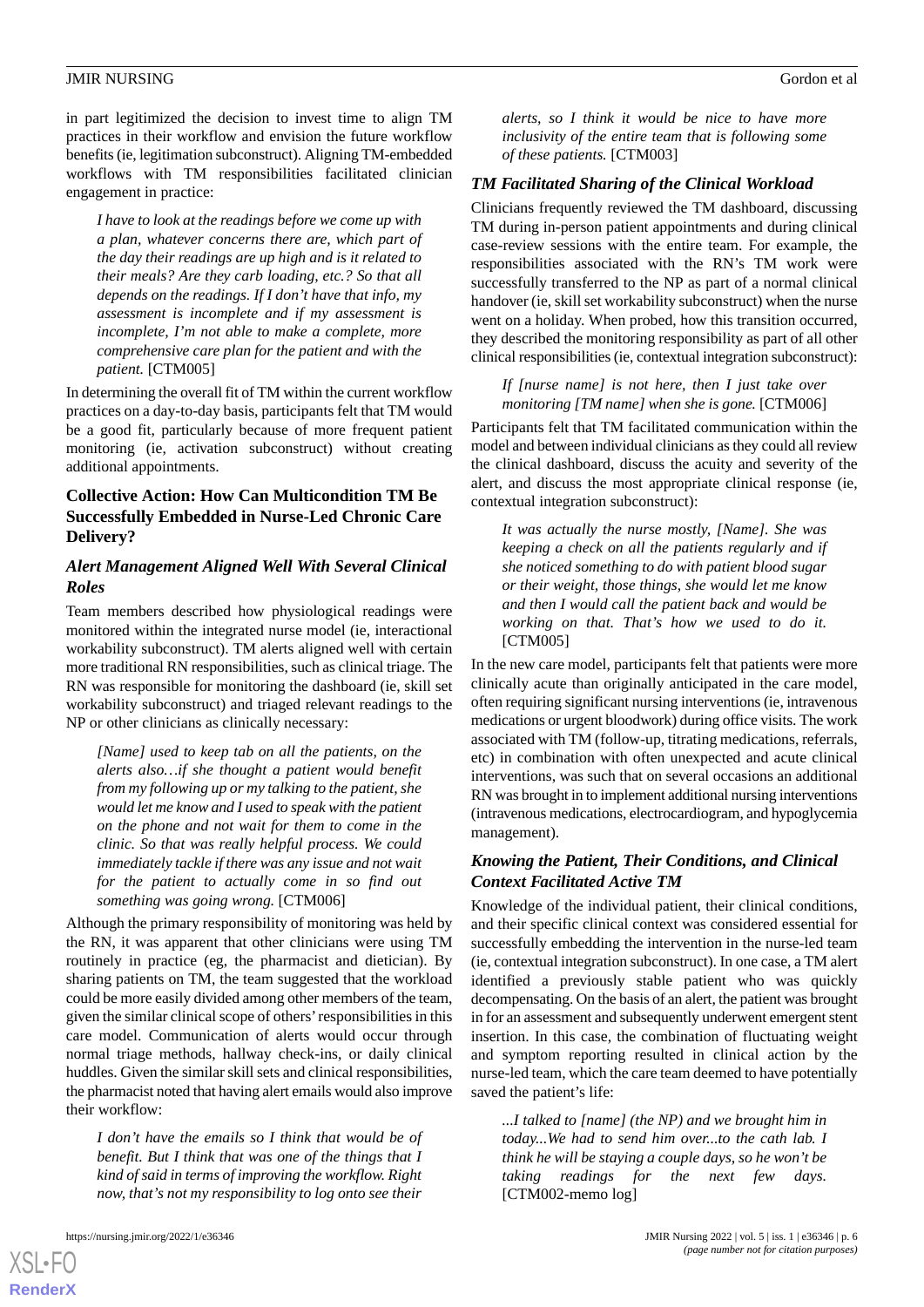in part legitimized the decision to invest time to align TM practices in their workflow and envision the future workflow benefits (ie, legitimation subconstruct). Aligning TM-embedded workflows with TM responsibilities facilitated clinician engagement in practice:

> *I have to look at the readings before we come up with a plan, whatever concerns there are, which part of the day their readings are up high and is it related to their meals? Are they carb loading, etc.? So that all depends on the readings. If I don't have that info, my assessment is incomplete and if my assessment is incomplete, I'm not able to make a complete, more comprehensive care plan for the patient and with the patient.* [CTM005]

In determining the overall fit of TM within the current workflow practices on a day-to-day basis, participants felt that TM would be a good fit, particularly because of more frequent patient monitoring (ie, activation subconstruct) without creating additional appointments.

### Collective Action: How Can Multicondition TM Be Successfully Embedded in Nurse-Led Chronic Care Delivery?

#### *Alert Management Aligned Well With Several Clinical Roles*

Team members described how physiological readings were monitored within the integrated nurse model (ie, interactional workability subconstruct). TM alerts aligned well with certain more traditional RN responsibilities, such as clinical triage. The RN was responsible for monitoring the dashboard (ie, skill set workability subconstruct) and triaged relevant readings to the NP or other clinicians as clinically necessary:

> *[Name] used to keep tab on all the patients, on the alerts also…if she thought a patient would benefit from my following up or my talking to the patient, she would let me know and I used to speak with the patient on the phone and not wait for them to come in the clinic. So that was really helpful process. We could immediately tackle if there was any issue and not wait for the patient to actually come in so find out something was going wrong.* [CTM006]

Although the primary responsibility of monitoring was held by the RN, it was apparent that other clinicians were using TM routinely in practice (eg, the pharmacist and dietician). By sharing patients on TM, the team suggested that the workload could be more easily divided among other members of the team, given the similar clinical scope of others' responsibilities in this care model. Communication of alerts would occur through normal triage methods, hallway check-ins, or daily clinical huddles. Given the similar skill sets and clinical responsibilities, the pharmacist noted that having alert emails would also improve their workflow:

> *I don't have the emails so I think that would be of benefit. But I think that was one of the things that I kind of said in terms of improving the workflow. Right now, that's not my responsibility to log onto see their alerts, so I think it would be nice to have more inclusivity of the entire team that is following some of these patients.* [CTM003]

#### *TM Facilitated Sharing of the Clinical Workload*

Clinicians frequently reviewed the TM dashboard, discussing TM during in-person patient appointments and during clinical case-review sessions with the entire team. For example, the responsibilities associated with the RN's TM work were successfully transferred to the NP as part of a normal clinical handover (ie, skill set workability subconstruct) when the nurse went on a holiday. When probed, how this transition occurred, they described the monitoring responsibility as part of all other clinical responsibilities (ie, contextual integration subconstruct):

> *If [nurse name] is not here, then I just take over monitoring [TM name] when she is gone.* [CTM006]

Participants felt that TM facilitated communication within the model and between individual clinicians as they could all review the clinical dashboard, discuss the acuity and severity of the alert, and discuss the most appropriate clinical response (ie, contextual integration subconstruct):

> *It was actually the nurse mostly, [Name]. She was keeping a check on all the patients regularly and if she noticed something to do with patient blood sugar or their weight, those things, she would let me know and then I would call the patient back and would be working on that. That's how we used to do it.* [CTM005]

In the new care model, participants felt that patients were more clinically acute than originally anticipated in the care model, often requiring significant nursing interventions (ie, intravenous medications or urgent bloodwork) during office visits. The work associated with TM (follow-up, titrating medications, referrals, etc) in combination with often unexpected and acute clinical interventions, was such that on several occasions an additional RN was brought in to implement additional nursing interventions (intravenous medications, electrocardiogram, and hypoglycemia management).

#### *Knowing the Patient, Their Conditions, and Clinical Context Facilitated Active TM*

Knowledge of the individual patient, their clinical conditions, and their specific clinical context was considered essential for successfully embedding the intervention in the nurse-led team (ie, contextual integration subconstruct). In one case, a TM alert identified a previously stable patient who was quickly decompensating. On the basis of an alert, the patient was brought in for an assessment and subsequently underwent emergent stent insertion. In this case, the combination of fluctuating weight and symptom reporting resulted in clinical action by the nurse-led team, which the care team deemed to have potentially saved the patient's life:

> *...I talked to [name] (the NP) and we brought him in today...We had to send him over...to the cath lab. I think he will be staying a couple days, so he won't be taking readings for the next few days.* [CTM002-memo log]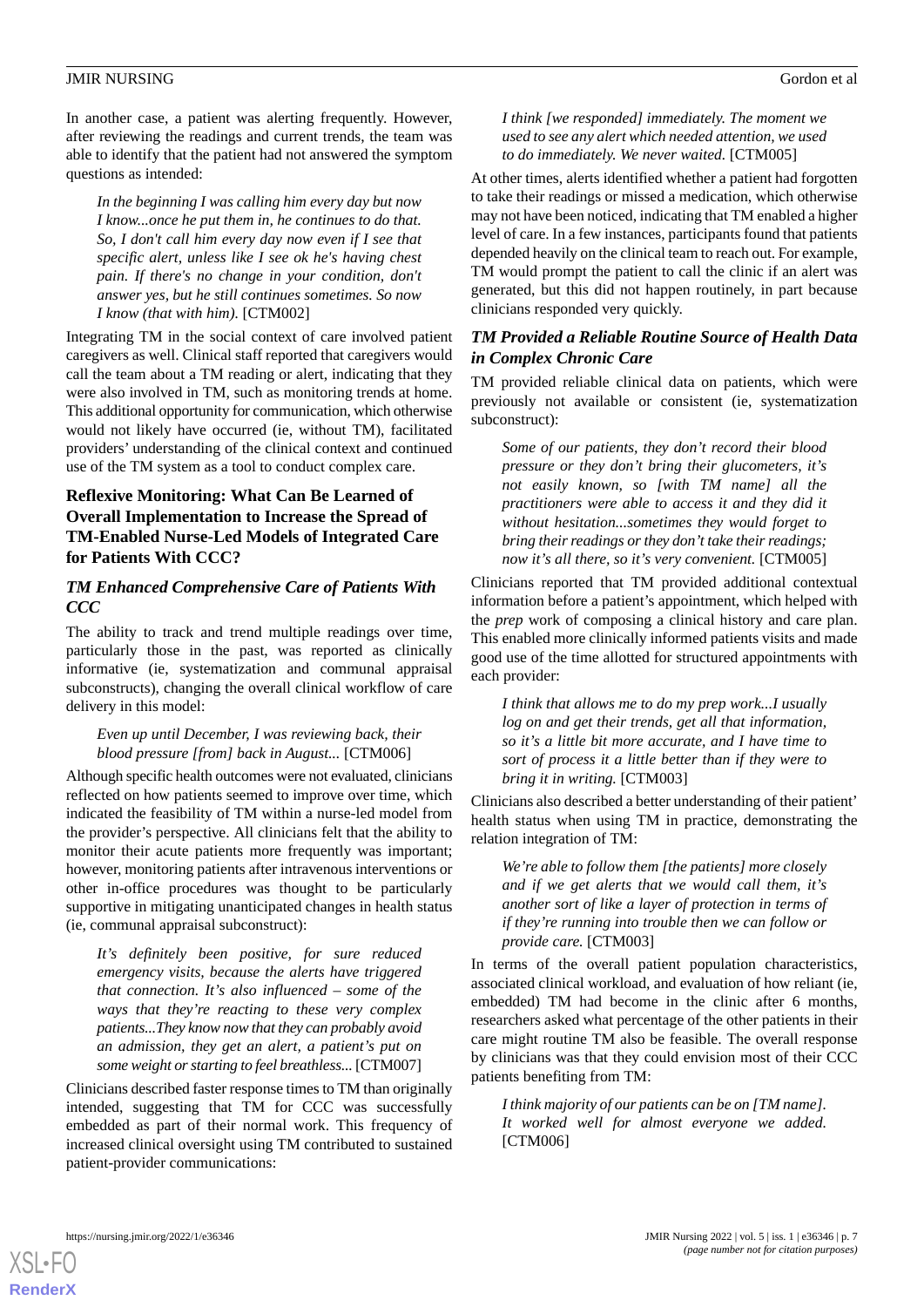In another case, a patient was alerting frequently. However, after reviewing the readings and current trends, the team was able to identify that the patient had not answered the symptom questions as intended:

> *In the beginning I was calling him every day but now I know...once he put them in, he continues to do that. So, I don't call him every day now even if I see that specific alert, unless like I see ok he's having chest pain. If there's no change in your condition, don't answer yes, but he still continues sometimes. So now I know (that with him).* [CTM002]

Integrating TM in the social context of care involved patient caregivers as well. Clinical staff reported that caregivers would call the team about a TM reading or alert, indicating that they were also involved in TM, such as monitoring trends at home. This additional opportunity for communication, which otherwise would not likely have occurred (ie, without TM), facilitated providers' understanding of the clinical context and continued use of the TM system as a tool to conduct complex care.

## Reflexive Monitoring: What Can Be Learned of Overall Implementation to Increase the Spread of TM-Enabled Nurse-Led Models of Integrated Care for Patients With CCC?

### *TM Enhanced Comprehensive Care of Patients With CCC*

The ability to track and trend multiple readings over time, particularly those in the past, was reported as clinically informative (ie, systematization and communal appraisal subconstructs), changing the overall clinical workflow of care delivery in this model:

> *Even up until December, I was reviewing back, their blood pressure [from] back in August...* [CTM006]

Although specific health outcomes were not evaluated, clinicians reflected on how patients seemed to improve over time, which indicated the feasibility of TM within a nurse-led model from the provider's perspective. All clinicians felt that the ability to monitor their acute patients more frequently was important; however, monitoring patients after intravenous interventions or other in-office procedures was thought to be particularly supportive in mitigating unanticipated changes in health status (ie, communal appraisal subconstruct):

> *It's definitely been positive, for sure reduced emergency visits, because the alerts have triggered that connection. It's also influenced – some of the ways that they're reacting to these very complex patients...They know now that they can probably avoid an admission, they get an alert, a patient's put on some weight or starting to feel breathless...* [CTM007]

Clinicians described faster response times to TM than originally intended, suggesting that TM for CCC was successfully embedded as part of their normal work. This frequency of increased clinical oversight using TM contributed to sustained patient-provider communications:

> *I think [we responded] immediately. The moment we used to see any alert which needed attention, we used to do immediately. We never waited.* [CTM005]

At other times, alerts identified whether a patient had forgotten to take their readings or missed a medication, which otherwise may not have been noticed, indicating that TM enabled a higher level of care. In a few instances, participants found that patients depended heavily on the clinical team to reach out. For example, TM would prompt the patient to call the clinic if an alert was generated, but this did not happen routinely, in part because clinicians responded very quickly.

### *TM Provided a Reliable Routine Source of Health Data in Complex Chronic Care*

TM provided reliable clinical data on patients, which were previously not available or consistent (ie, systematization subconstruct):

> *Some of our patients, they don't record their blood pressure or they don't bring their glucometers, it's not easily known, so [with TM name] all the practitioners were able to access it and they did it without hesitation...sometimes they would forget to bring their readings or they don't take their readings; now it's all there, so it's very convenient.* [CTM005]

Clinicians reported that TM provided additional contextual information before a patient's appointment, which helped with the *prep* work of composing a clinical history and care plan. This enabled more clinically informed patients visits and made good use of the time allotted for structured appointments with each provider:

> *I think that allows me to do my prep work...I usually log on and get their trends, get all that information, so it's a little bit more accurate, and I have time to sort of process it a little better than if they were to bring it in writing.* [CTM003]

Clinicians also described a better understanding of their patient' health status when using TM in practice, demonstrating the relation integration of TM:

> *We're able to follow them [the patients] more closely and if we get alerts that we would call them, it's another sort of like a layer of protection in terms of if they're running into trouble then we can follow or provide care.* [CTM003]

In terms of the overall patient population characteristics, associated clinical workload, and evaluation of how reliant (ie, embedded) TM had become in the clinic after 6 months, researchers asked what percentage of the other patients in their care might routine TM also be feasible. The overall response by clinicians was that they could envision most of their CCC patients benefiting from TM:

> *I think majority of our patients can be on [TM name]. It worked well for almost everyone we added.* [CTM006]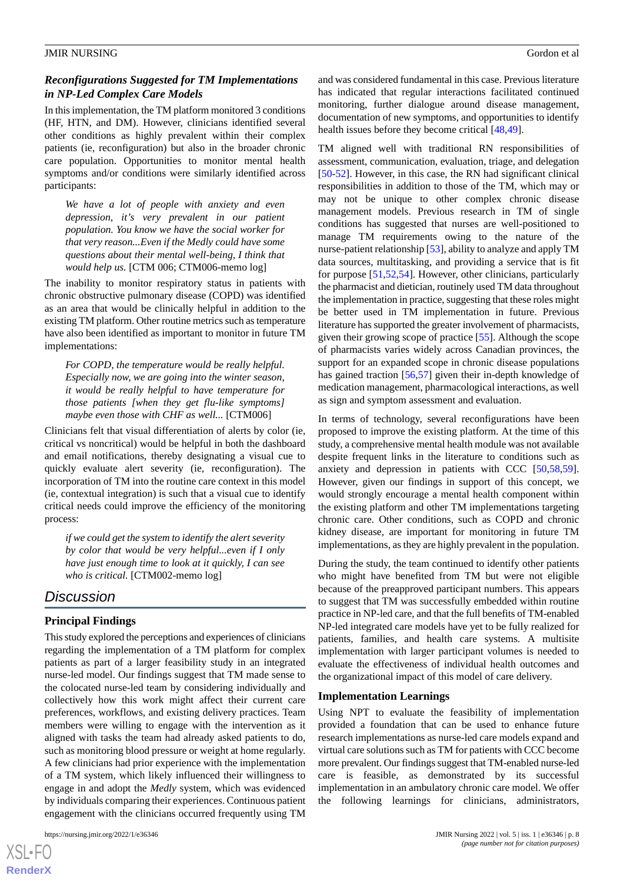### *Reconfigurations Suggested for TM Implementations in NP-Led Complex Care Models*

In this implementation, the TM platform monitored 3 conditions (HF, HTN, and DM). However, clinicians identified several other conditions as highly prevalent within their complex patients (ie, reconfiguration) but also in the broader chronic care population. Opportunities to monitor mental health symptoms and/or conditions were similarly identified across participants:

> *We have a lot of people with anxiety and even depression, it's very prevalent in our patient population. You know we have the social worker for that very reason...Even if the Medly could have some questions about their mental well-being, I think that would help us.* [CTM 006; CTM006-memo log]

The inability to monitor respiratory status in patients with chronic obstructive pulmonary disease (COPD) was identified as an area that would be clinically helpful in addition to the existing TM platform. Other routine metrics such as temperature have also been identified as important to monitor in future TM implementations:

> *For COPD, the temperature would be really helpful. Especially now, we are going into the winter season, it would be really helpful to have temperature for those patients [when they get flu-like symptoms] maybe even those with CHF as well...* [CTM006]

Clinicians felt that visual differentiation of alerts by color (ie, critical vs noncritical) would be helpful in both the dashboard and email notifications, thereby designating a visual cue to quickly evaluate alert severity (ie, reconfiguration). The incorporation of TM into the routine care context in this model (ie, contextual integration) is such that a visual cue to identify critical needs could improve the efficiency of the monitoring process:

> *if we could get the system to identify the alert severity by color that would be very helpful...even if I only have just enough time to look at it quickly, I can see who is critical.* [CTM002-memo log]

## Discussion

### Principal Findings

This study explored the perceptions and experiences of clinicians regarding the implementation of a TM platform for complex patients as part of a larger feasibility study in an integrated nurse-led model. Our findings suggest that TM made sense to the colocated nurse-led team by considering individually and collectively how this work might affect their current care preferences, workflows, and existing delivery practices. Team members were willing to engage with the intervention as it aligned with tasks the team had already asked patients to do, such as monitoring blood pressure or weight at home regularly. A few clinicians had prior experience with the implementation of a TM system, which likely influenced their willingness to engage in and adopt the *Medly* system, which was evidenced by individuals comparing their experiences. Continuous patient engagement with the clinicians occurred frequently using TM and was considered fundamental in this case. Previous literature has indicated that regular interactions facilitated continued monitoring, further dialogue around disease management, documentation of new symptoms, and opportunities to identify health issues before they become critical [48,49].

TM aligned well with traditional RN responsibilities of assessment, communication, evaluation, triage, and delegation [50-52]. However, in this case, the RN had significant clinical responsibilities in addition to those of the TM, which may or may not be unique to other complex chronic disease management models. Previous research in TM of single conditions has suggested that nurses are well-positioned to manage TM requirements owing to the nature of the nurse-patient relationship [53], ability to analyze and apply TM data sources, multitasking, and providing a service that is fit for purpose [51,52,54]. However, other clinicians, particularly the pharmacist and dietician, routinely used TM data throughout the implementation in practice, suggesting that these roles might be better used in TM implementation in future. Previous literature has supported the greater involvement of pharmacists, given their growing scope of practice [55]. Although the scope of pharmacists varies widely across Canadian provinces, the support for an expanded scope in chronic disease populations has gained traction [56,57] given their in-depth knowledge of medication management, pharmacological interactions, as well as sign and symptom assessment and evaluation.

In terms of technology, several reconfigurations have been proposed to improve the existing platform. At the time of this study, a comprehensive mental health module was not available despite frequent links in the literature to conditions such as anxiety and depression in patients with CCC [50,58,59]. However, given our findings in support of this concept, we would strongly encourage a mental health component within the existing platform and other TM implementations targeting chronic care. Other conditions, such as COPD and chronic kidney disease, are important for monitoring in future TM implementations, as they are highly prevalent in the population.

During the study, the team continued to identify other patients who might have benefited from TM but were not eligible because of the preapproved participant numbers. This appears to suggest that TM was successfully embedded within routine practice in NP-led care, and that the full benefits of TM-enabled NP-led integrated care models have yet to be fully realized for patients, families, and health care systems. A multisite implementation with larger participant volumes is needed to evaluate the effectiveness of individual health outcomes and the organizational impact of this model of care delivery.

### Implementation Learnings

Using NPT to evaluate the feasibility of implementation provided a foundation that can be used to enhance future research implementations as nurse-led care models expand and virtual care solutions such as TM for patients with CCC become more prevalent. Our findings suggest that TM-enabled nurse-led care is feasible, as demonstrated by its successful implementation in an ambulatory chronic care model. We offer the following learnings for clinicians, administrators,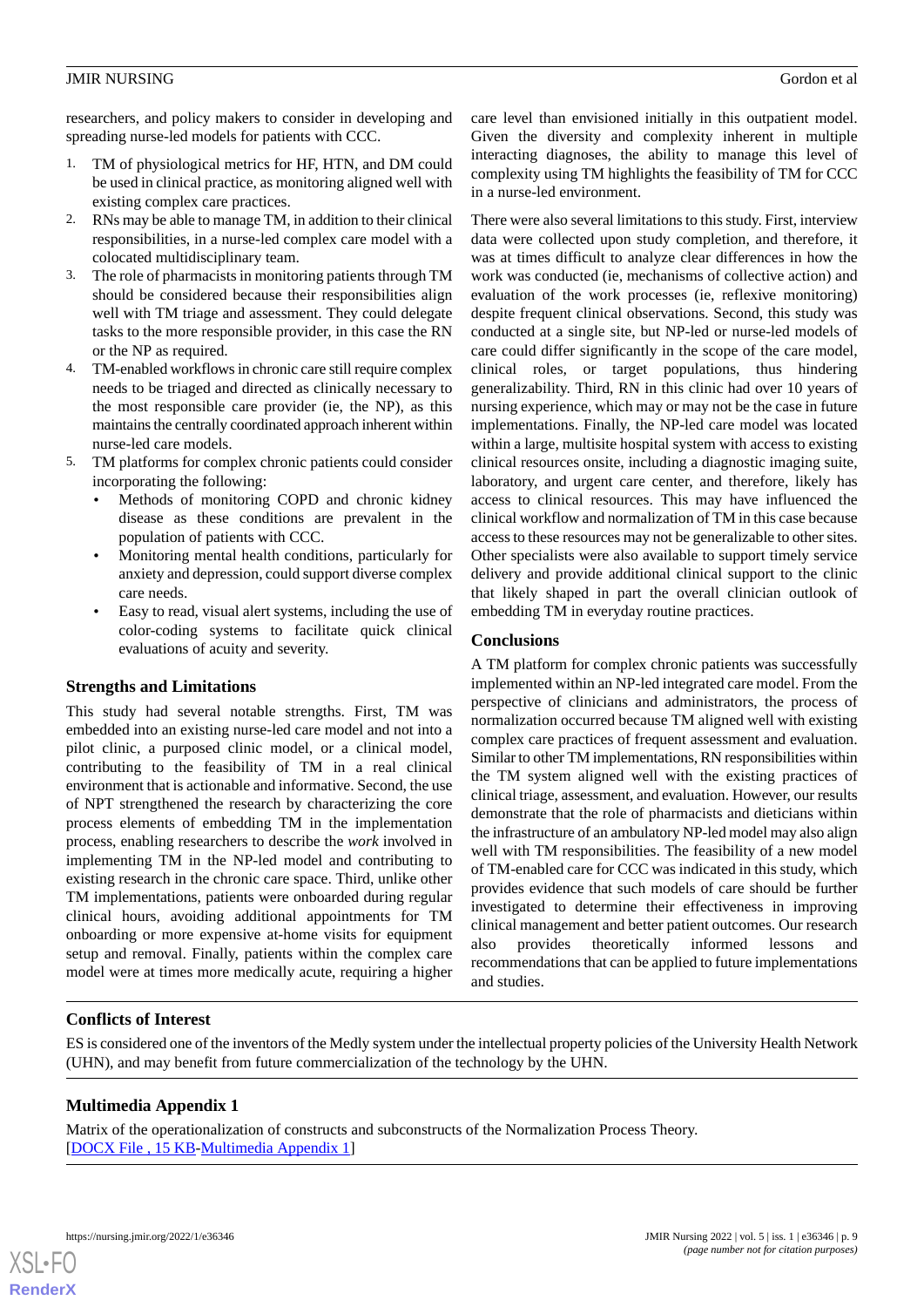researchers, and policy makers to consider in developing and spreading nurse-led models for patients with CCC.

1. TM of physiological metrics for HF, HTN, and DM could be used in clinical practice, as monitoring aligned well with existing complex care practices.
2. RNs may be able to manage TM, in addition to their clinical responsibilities, in a nurse-led complex care model with a colocated multidisciplinary team.
3. The role of pharmacists in monitoring patients through TM should be considered because their responsibilities align well with TM triage and assessment. They could delegate tasks to the more responsible provider, in this case the RN or the NP as required.
4. TM-enabled workflows in chronic care still require complex needs to be triaged and directed as clinically necessary to the most responsible care provider (ie, the NP), as this maintains the centrally coordinated approach inherent within nurse-led care models.
5. TM platforms for complex chronic patients could consider incorporating the following:
    - Methods of monitoring COPD and chronic kidney disease as these conditions are prevalent in the population of patients with CCC.
    - Monitoring mental health conditions, particularly for anxiety and depression, could support diverse complex care needs.
    - Easy to read, visual alert systems, including the use of color-coding systems to facilitate quick clinical evaluations of acuity and severity.

### Strengths and Limitations

This study had several notable strengths. First, TM was embedded into an existing nurse-led care model and not into a pilot clinic, a purposed clinic model, or a clinical model, contributing to the feasibility of TM in a real clinical environment that is actionable and informative. Second, the use of NPT strengthened the research by characterizing the core process elements of embedding TM in the implementation process, enabling researchers to describe the *work* involved in implementing TM in the NP-led model and contributing to existing research in the chronic care space. Third, unlike other TM implementations, patients were onboarded during regular clinical hours, avoiding additional appointments for TM onboarding or more expensive at-home visits for equipment setup and removal. Finally, patients within the complex care model were at times more medically acute, requiring a higher care level than envisioned initially in this outpatient model. Given the diversity and complexity inherent in multiple interacting diagnoses, the ability to manage this level of complexity using TM highlights the feasibility of TM for CCC in a nurse-led environment.

There were also several limitations to this study. First, interview data were collected upon study completion, and therefore, it was at times difficult to analyze clear differences in how the work was conducted (ie, mechanisms of collective action) and evaluation of the work processes (ie, reflexive monitoring) despite frequent clinical observations. Second, this study was conducted at a single site, but NP-led or nurse-led models of care could differ significantly in the scope of the care model, clinical roles, or target populations, thus hindering generalizability. Third, RN in this clinic had over 10 years of nursing experience, which may or may not be the case in future implementations. Finally, the NP-led care model was located within a large, multisite hospital system with access to existing clinical resources onsite, including a diagnostic imaging suite, laboratory, and urgent care center, and therefore, likely has access to clinical resources. This may have influenced the clinical workflow and normalization of TM in this case because access to these resources may not be generalizable to other sites. Other specialists were also available to support timely service delivery and provide additional clinical support to the clinic that likely shaped in part the overall clinician outlook of embedding TM in everyday routine practices.

### Conclusions

A TM platform for complex chronic patients was successfully implemented within an NP-led integrated care model. From the perspective of clinicians and administrators, the process of normalization occurred because TM aligned well with existing complex care practices of frequent assessment and evaluation. Similar to other TM implementations, RN responsibilities within the TM system aligned well with the existing practices of clinical triage, assessment, and evaluation. However, our results demonstrate that the role of pharmacists and dieticians within the infrastructure of an ambulatory NP-led model may also align well with TM responsibilities. The feasibility of a new model of TM-enabled care for CCC was indicated in this study, which provides evidence that such models of care should be further investigated to determine their effectiveness in improving clinical management and better patient outcomes. Our research also provides theoretically informed lessons and recommendations that can be applied to future implementations and studies.

## Conflicts of Interest

ES is considered one of the inventors of the Medly system under the intellectual property policies of the University Health Network (UHN), and may benefit from future commercialization of the technology by the UHN.

## Multimedia Appendix 1

Matrix of the operationalization of constructs and subconstructs of the Normalization Process Theory.
[DOCX File , 15 KB-Multimedia Appendix 1]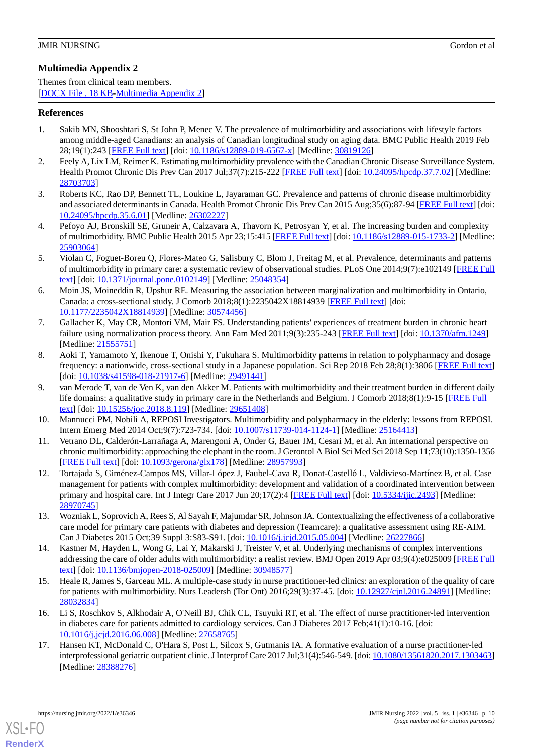## Multimedia Appendix 2

Themes from clinical team members.

[DOCX File , 18 KB-Multimedia Appendix 2]

## References

1. Sakib MN, Shooshtari S, St John P, Menec V. The prevalence of multimorbidity and associations with lifestyle factors among middle-aged Canadians: an analysis of Canadian longitudinal study on aging data. BMC Public Health 2019 Feb 28;19(1):243 [FREE Full text] [doi: 10.1186/s12889-019-6567-x] [Medline: 30819126]
2. Feely A, Lix LM, Reimer K. Estimating multimorbidity prevalence with the Canadian Chronic Disease Surveillance System. Health Promot Chronic Dis Prev Can 2017 Jul;37(7):215-222 [FREE Full text] [doi: 10.24095/hpcdp.37.7.02] [Medline: 28703703]
3. Roberts KC, Rao DP, Bennett TL, Loukine L, Jayaraman GC. Prevalence and patterns of chronic disease multimorbidity and associated determinants in Canada. Health Promot Chronic Dis Prev Can 2015 Aug;35(6):87-94 [FREE Full text] [doi: 10.24095/hpcdp.35.6.01] [Medline: 26302227]
4. Pefoyo AJ, Bronskill SE, Gruneir A, Calzavara A, Thavorn K, Petrosyan Y, et al. The increasing burden and complexity of multimorbidity. BMC Public Health 2015 Apr 23;15:415 [FREE Full text] [doi: 10.1186/s12889-015-1733-2] [Medline: 25903064]
5. Violan C, Foguet-Boreu Q, Flores-Mateo G, Salisbury C, Blom J, Freitag M, et al. Prevalence, determinants and patterns of multimorbidity in primary care: a systematic review of observational studies. PLoS One 2014;9(7):e102149 [FREE Full text] [doi: 10.1371/journal.pone.0102149] [Medline: 25048354]
6. Moin JS, Moineddin R, Upshur RE. Measuring the association between marginalization and multimorbidity in Ontario, Canada: a cross-sectional study. J Comorb 2018;8(1):2235042X18814939 [FREE Full text] [doi: 10.1177/2235042X18814939] [Medline: 30574456]
7. Gallacher K, May CR, Montori VM, Mair FS. Understanding patients' experiences of treatment burden in chronic heart failure using normalization process theory. Ann Fam Med 2011;9(3):235-243 [FREE Full text] [doi: 10.1370/afm.1249] [Medline: 21555751]
8. Aoki T, Yamamoto Y, Ikenoue T, Onishi Y, Fukuhara S. Multimorbidity patterns in relation to polypharmacy and dosage frequency: a nationwide, cross-sectional study in a Japanese population. Sci Rep 2018 Feb 28;8(1):3806 [FREE Full text] [doi: 10.1038/s41598-018-21917-6] [Medline: 29491441]
9. van Merode T, van de Ven K, van den Akker M. Patients with multimorbidity and their treatment burden in different daily life domains: a qualitative study in primary care in the Netherlands and Belgium. J Comorb 2018;8(1):9-15 [FREE Full text] [doi: 10.15256/joc.2018.8.119] [Medline: 29651408]
10. Mannucci PM, Nobili A, REPOSI Investigators. Multimorbidity and polypharmacy in the elderly: lessons from REPOSI. Intern Emerg Med 2014 Oct;9(7):723-734. [doi: 10.1007/s11739-014-1124-1] [Medline: 25164413]
11. Vetrano DL, Calderón-Larrañaga A, Marengoni A, Onder G, Bauer JM, Cesari M, et al. An international perspective on chronic multimorbidity: approaching the elephant in the room. J Gerontol A Biol Sci Med Sci 2018 Sep 11;73(10):1350-1356 [FREE Full text] [doi: 10.1093/gerona/glx178] [Medline: 28957993]
12. Tortajada S, Giménez-Campos MS, Villar-López J, Faubel-Cava R, Donat-Castelló L, Valdivieso-Martínez B, et al. Case management for patients with complex multimorbidity: development and validation of a coordinated intervention between primary and hospital care. Int J Integr Care 2017 Jun 20;17(2):4 [FREE Full text] [doi: 10.5334/ijic.2493] [Medline: 28970745]
13. Wozniak L, Soprovich A, Rees S, Al Sayah F, Majumdar SR, Johnson JA. Contextualizing the effectiveness of a collaborative care model for primary care patients with diabetes and depression (Teamcare): a qualitative assessment using RE-AIM. Can J Diabetes 2015 Oct;39 Suppl 3:S83-S91. [doi: 10.1016/j.jcjd.2015.05.004] [Medline: 26227866]
14. Kastner M, Hayden L, Wong G, Lai Y, Makarski J, Treister V, et al. Underlying mechanisms of complex interventions addressing the care of older adults with multimorbidity: a realist review. BMJ Open 2019 Apr 03;9(4):e025009 [FREE Full text] [doi: 10.1136/bmjopen-2018-025009] [Medline: 30948577]
15. Heale R, James S, Garceau ML. A multiple-case study in nurse practitioner-led clinics: an exploration of the quality of care for patients with multimorbidity. Nurs Leadersh (Tor Ont) 2016;29(3):37-45. [doi: 10.12927/cjnl.2016.24891] [Medline: 28032834]
16. Li S, Roschkov S, Alkhodair A, O'Neill BJ, Chik CL, Tsuyuki RT, et al. The effect of nurse practitioner-led intervention in diabetes care for patients admitted to cardiology services. Can J Diabetes 2017 Feb;41(1):10-16. [doi: 10.1016/j.jcjd.2016.06.008] [Medline: 27658765]
17. Hansen KT, McDonald C, O'Hara S, Post L, Silcox S, Gutmanis IA. A formative evaluation of a nurse practitioner-led interprofessional geriatric outpatient clinic. J Interprof Care 2017 Jul;31(4):546-549. [doi: 10.1080/13561820.2017.1303463] [Medline: 28388276]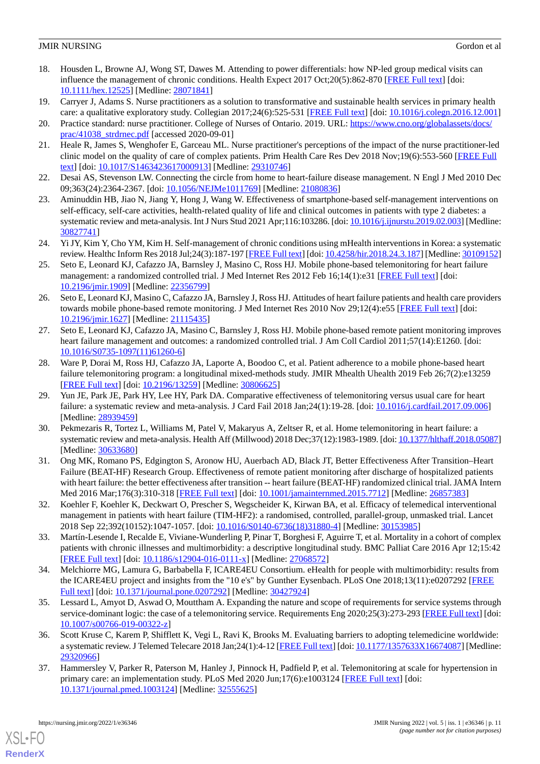18. Housden L, Browne AJ, Wong ST, Dawes M. Attending to power differentials: how NP-led group medical visits can influence the management of chronic conditions. Health Expect 2017 Oct;20(5):862-870 [FREE Full text] [doi: 10.1111/hex.12525] [Medline: 28071841]
19. Carryer J, Adams S. Nurse practitioners as a solution to transformative and sustainable health services in primary health care: a qualitative exploratory study. Collegian 2017;24(6):525-531 [FREE Full text] [doi: 10.1016/j.colegn.2016.12.001]
20. Practice standard: nurse practitioner. College of Nurses of Ontario. 2019. URL: https://www.cno.org/globalassets/docs/prac/41038_strdrnec.pdf [accessed 2020-09-01]
21. Heale R, James S, Wenghofer E, Garceau ML. Nurse practitioner's perceptions of the impact of the nurse practitioner-led clinic model on the quality of care of complex patients. Prim Health Care Res Dev 2018 Nov;19(6):553-560 [FREE Full text] [doi: 10.1017/S1463423617000913] [Medline: 29310746]
22. Desai AS, Stevenson LW. Connecting the circle from home to heart-failure disease management. N Engl J Med 2010 Dec 09;363(24):2364-2367. [doi: 10.1056/NEJMe1011769] [Medline: 21080836]
23. Aminuddin HB, Jiao N, Jiang Y, Hong J, Wang W. Effectiveness of smartphone-based self-management interventions on self-efficacy, self-care activities, health-related quality of life and clinical outcomes in patients with type 2 diabetes: a systematic review and meta-analysis. Int J Nurs Stud 2021 Apr;116:103286. [doi: 10.1016/j.ijnurstu.2019.02.003] [Medline: 30827741]
24. Yi JY, Kim Y, Cho YM, Kim H. Self-management of chronic conditions using mHealth interventions in Korea: a systematic review. Healthc Inform Res 2018 Jul;24(3):187-197 [FREE Full text] [doi: 10.4258/hir.2018.24.3.187] [Medline: 30109152]
25. Seto E, Leonard KJ, Cafazzo JA, Barnsley J, Masino C, Ross HJ. Mobile phone-based telemonitoring for heart failure management: a randomized controlled trial. J Med Internet Res 2012 Feb 16;14(1):e31 [FREE Full text] [doi: 10.2196/jmir.1909] [Medline: 22356799]
26. Seto E, Leonard KJ, Masino C, Cafazzo JA, Barnsley J, Ross HJ. Attitudes of heart failure patients and health care providers towards mobile phone-based remote monitoring. J Med Internet Res 2010 Nov 29;12(4):e55 [FREE Full text] [doi: 10.2196/jmir.1627] [Medline: 21115435]
27. Seto E, Leonard KJ, Cafazzo JA, Masino C, Barnsley J, Ross HJ. Mobile phone-based remote patient monitoring improves heart failure management and outcomes: a randomized controlled trial. J Am Coll Cardiol 2011;57(14):E1260. [doi: 10.1016/S0735-1097(11)61260-6]
28. Ware P, Dorai M, Ross HJ, Cafazzo JA, Laporte A, Boodoo C, et al. Patient adherence to a mobile phone-based heart failure telemonitoring program: a longitudinal mixed-methods study. JMIR Mhealth Uhealth 2019 Feb 26;7(2):e13259 [FREE Full text] [doi: 10.2196/13259] [Medline: 30806625]
29. Yun JE, Park JE, Park HY, Lee HY, Park DA. Comparative effectiveness of telemonitoring versus usual care for heart failure: a systematic review and meta-analysis. J Card Fail 2018 Jan;24(1):19-28. [doi: 10.1016/j.cardfail.2017.09.006] [Medline: 28939459]
30. Pekmezaris R, Tortez L, Williams M, Patel V, Makaryus A, Zeltser R, et al. Home telemonitoring in heart failure: a systematic review and meta-analysis. Health Aff (Millwood) 2018 Dec;37(12):1983-1989. [doi: 10.1377/hlthaff.2018.05087] [Medline: 30633680]
31. Ong MK, Romano PS, Edgington S, Aronow HU, Auerbach AD, Black JT, Better Effectiveness After Transition–Heart Failure (BEAT-HF) Research Group. Effectiveness of remote patient monitoring after discharge of hospitalized patients with heart failure: the better effectiveness after transition -- heart failure (BEAT-HF) randomized clinical trial. JAMA Intern Med 2016 Mar;176(3):310-318 [FREE Full text] [doi: 10.1001/jamainternmed.2015.7712] [Medline: 26857383]
32. Koehler F, Koehler K, Deckwart O, Prescher S, Wegscheider K, Kirwan BA, et al. Efficacy of telemedical interventional management in patients with heart failure (TIM-HF2): a randomised, controlled, parallel-group, unmasked trial. Lancet 2018 Sep 22;392(10152):1047-1057. [doi: 10.1016/S0140-6736(18)31880-4] [Medline: 30153985]
33. Martín-Lesende I, Recalde E, Viviane-Wunderling P, Pinar T, Borghesi F, Aguirre T, et al. Mortality in a cohort of complex patients with chronic illnesses and multimorbidity: a descriptive longitudinal study. BMC Palliat Care 2016 Apr 12;15:42 [FREE Full text] [doi: 10.1186/s12904-016-0111-x] [Medline: 27068572]
34. Melchiorre MG, Lamura G, Barbabella F, ICARE4EU Consortium. eHealth for people with multimorbidity: results from the ICARE4EU project and insights from the "10 e's" by Gunther Eysenbach. PLoS One 2018;13(11):e0207292 [FREE Full text] [doi: 10.1371/journal.pone.0207292] [Medline: 30427924]
35. Lessard L, Amyot D, Aswad O, Mouttham A. Expanding the nature and scope of requirements for service systems through service-dominant logic: the case of a telemonitoring service. Requirements Eng 2020;25(3):273-293 [FREE Full text] [doi: 10.1007/s00766-019-00322-z]
36. Scott Kruse C, Karem P, Shifflett K, Vegi L, Ravi K, Brooks M. Evaluating barriers to adopting telemedicine worldwide: a systematic review. J Telemed Telecare 2018 Jan;24(1):4-12 [FREE Full text] [doi: 10.1177/1357633X16674087] [Medline: 29320966]
37. Hammersley V, Parker R, Paterson M, Hanley J, Pinnock H, Padfield P, et al. Telemonitoring at scale for hypertension in primary care: an implementation study. PLoS Med 2020 Jun;17(6):e1003124 [FREE Full text] [doi: 10.1371/journal.pmed.1003124] [Medline: 32555625]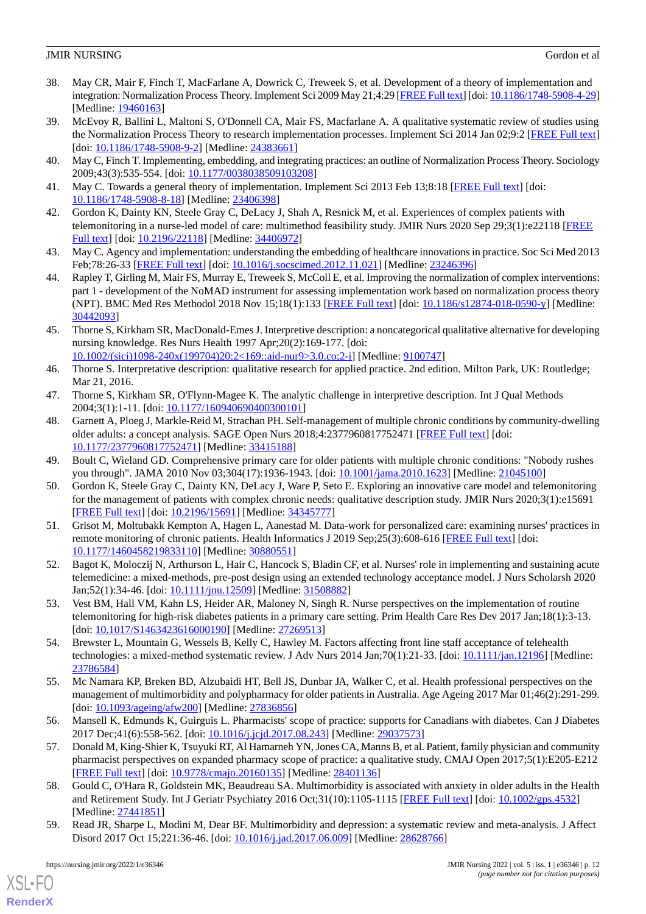38. May CR, Mair F, Finch T, MacFarlane A, Dowrick C, Treweek S, et al. Development of a theory of implementation and integration: Normalization Process Theory. Implement Sci 2009 May 21;4:29 [FREE Full text] [doi: 10.1186/1748-5908-4-29] [Medline: 19460163]
39. McEvoy R, Ballini L, Maltoni S, O'Donnell CA, Mair FS, Macfarlane A. A qualitative systematic review of studies using the Normalization Process Theory to research implementation processes. Implement Sci 2014 Jan 02;9:2 [FREE Full text] [doi: 10.1186/1748-5908-9-2] [Medline: 24383661]
40. May C, Finch T. Implementing, embedding, and integrating practices: an outline of Normalization Process Theory. Sociology 2009;43(3):535-554. [doi: 10.1177/0038038509103208]
41. May C. Towards a general theory of implementation. Implement Sci 2013 Feb 13;8:18 [FREE Full text] [doi: 10.1186/1748-5908-8-18] [Medline: 23406398]
42. Gordon K, Dainty KN, Steele Gray C, DeLacy J, Shah A, Resnick M, et al. Experiences of complex patients with telemonitoring in a nurse-led model of care: multimethod feasibility study. JMIR Nurs 2020 Sep 29;3(1):e22118 [FREE Full text] [doi: 10.2196/22118] [Medline: 34406972]
43. May C. Agency and implementation: understanding the embedding of healthcare innovations in practice. Soc Sci Med 2013 Feb;78:26-33 [FREE Full text] [doi: 10.1016/j.socscimed.2012.11.021] [Medline: 23246396]
44. Rapley T, Girling M, Mair FS, Murray E, Treweek S, McColl E, et al. Improving the normalization of complex interventions: part 1 - development of the NoMAD instrument for assessing implementation work based on normalization process theory (NPT). BMC Med Res Methodol 2018 Nov 15;18(1):133 [FREE Full text] [doi: 10.1186/s12874-018-0590-y] [Medline: 30442093]
45. Thorne S, Kirkham SR, MacDonald-Emes J. Interpretive description: a noncategorical qualitative alternative for developing nursing knowledge. Res Nurs Health 1997 Apr;20(2):169-177. [doi: 10.1002/(sici)1098-240x(199704)20:2<169::aid-nur9>3.0.co;2-i] [Medline: 9100747]
46. Thorne S. Interpretative description: qualitative research for applied practice. 2nd edition. Milton Park, UK: Routledge; Mar 21, 2016.
47. Thorne S, Kirkham SR, O'Flynn-Magee K. The analytic challenge in interpretive description. Int J Qual Methods 2004;3(1):1-11. [doi: 10.1177/160940690400300101]
48. Garnett A, Ploeg J, Markle-Reid M, Strachan PH. Self-management of multiple chronic conditions by community-dwelling older adults: a concept analysis. SAGE Open Nurs 2018;4:2377960817752471 [FREE Full text] [doi: 10.1177/2377960817752471] [Medline: 33415188]
49. Boult C, Wieland GD. Comprehensive primary care for older patients with multiple chronic conditions: "Nobody rushes you through". JAMA 2010 Nov 03;304(17):1936-1943. [doi: 10.1001/jama.2010.1623] [Medline: 21045100]
50. Gordon K, Steele Gray C, Dainty KN, DeLacy J, Ware P, Seto E. Exploring an innovative care model and telemonitoring for the management of patients with complex chronic needs: qualitative description study. JMIR Nurs 2020;3(1):e15691 [FREE Full text] [doi: 10.2196/15691] [Medline: 34345777]
51. Grisot M, Moltubakk Kempton A, Hagen L, Aanestad M. Data-work for personalized care: examining nurses' practices in remote monitoring of chronic patients. Health Informatics J 2019 Sep;25(3):608-616 [FREE Full text] [doi: 10.1177/1460458219833110] [Medline: 30880551]
52. Bagot K, Moloczij N, Arthurson L, Hair C, Hancock S, Bladin CF, et al. Nurses' role in implementing and sustaining acute telemedicine: a mixed-methods, pre-post design using an extended technology acceptance model. J Nurs Scholarsh 2020 Jan;52(1):34-46. [doi: 10.1111/jnu.12509] [Medline: 31508882]
53. Vest BM, Hall VM, Kahn LS, Heider AR, Maloney N, Singh R. Nurse perspectives on the implementation of routine telemonitoring for high-risk diabetes patients in a primary care setting. Prim Health Care Res Dev 2017 Jan;18(1):3-13. [doi: 10.1017/S1463423616000190] [Medline: 27269513]
54. Brewster L, Mountain G, Wessels B, Kelly C, Hawley M. Factors affecting front line staff acceptance of telehealth technologies: a mixed-method systematic review. J Adv Nurs 2014 Jan;70(1):21-33. [doi: 10.1111/jan.12196] [Medline: 23786584]
55. Mc Namara KP, Breken BD, Alzubaidi HT, Bell JS, Dunbar JA, Walker C, et al. Health professional perspectives on the management of multimorbidity and polypharmacy for older patients in Australia. Age Ageing 2017 Mar 01;46(2):291-299. [doi: 10.1093/ageing/afw200] [Medline: 27836856]
56. Mansell K, Edmunds K, Guirguis L. Pharmacists' scope of practice: supports for Canadians with diabetes. Can J Diabetes 2017 Dec;41(6):558-562. [doi: 10.1016/j.jcjd.2017.08.243] [Medline: 29037573]
57. Donald M, King-Shier K, Tsuyuki RT, Al Hamarneh YN, Jones CA, Manns B, et al. Patient, family physician and community pharmacist perspectives on expanded pharmacy scope of practice: a qualitative study. CMAJ Open 2017;5(1):E205-E212 [FREE Full text] [doi: 10.9778/cmajo.20160135] [Medline: 28401136]
58. Gould C, O'Hara R, Goldstein MK, Beaudreau SA. Multimorbidity is associated with anxiety in older adults in the Health and Retirement Study. Int J Geriatr Psychiatry 2016 Oct;31(10):1105-1115 [FREE Full text] [doi: 10.1002/gps.4532] [Medline: 27441851]
59. Read JR, Sharpe L, Modini M, Dear BF. Multimorbidity and depression: a systematic review and meta-analysis. J Affect Disord 2017 Oct 15;221:36-46. [doi: 10.1016/j.jad.2017.06.009] [Medline: 28628766]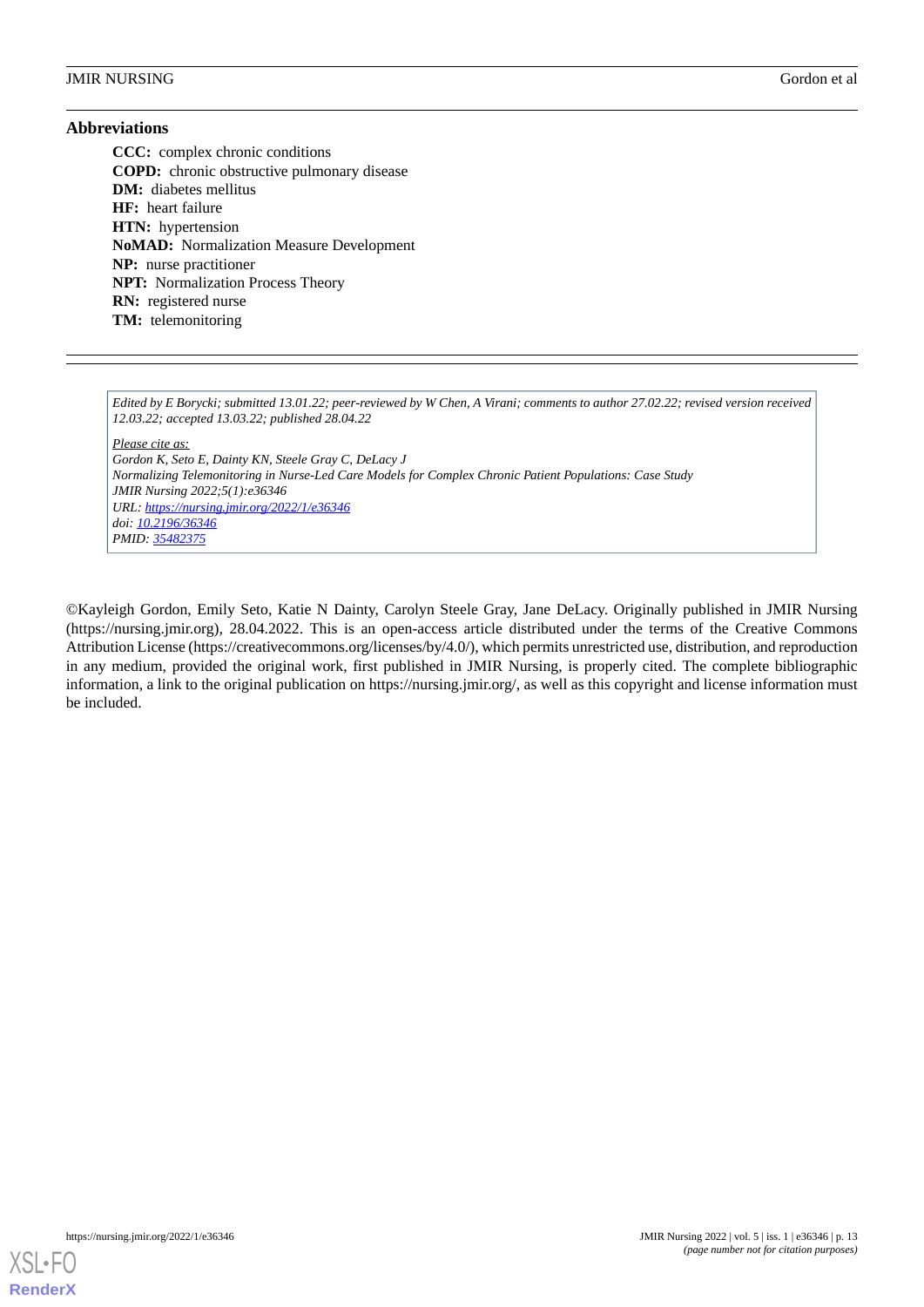## Abbreviations

**CCC:** complex chronic conditions
**COPD:** chronic obstructive pulmonary disease
**DM:** diabetes mellitus
**HF:** heart failure
**HTN:** hypertension
**NoMAD:** Normalization Measure Development
**NP:** nurse practitioner
**NPT:** Normalization Process Theory
**RN:** registered nurse
**TM:** telemonitoring

---

*Edited by E Borycki; submitted 13.01.22; peer-reviewed by W Chen, A Virani; comments to author 27.02.22; revised version received 12.03.22; accepted 13.03.22; published 28.04.22*

*Please cite as:*
*Gordon K, Seto E, Dainty KN, Steele Gray C, DeLacy J*
*Normalizing Telemonitoring in Nurse-Led Care Models for Complex Chronic Patient Populations: Case Study*
*JMIR Nursing 2022;5(1):e36346*
*URL: https://nursing.jmir.org/2022/1/e36346*
*doi: 10.2196/36346*
*PMID: 35482375*

©Kayleigh Gordon, Emily Seto, Katie N Dainty, Carolyn Steele Gray, Jane DeLacy. Originally published in JMIR Nursing (https://nursing.jmir.org), 28.04.2022. This is an open-access article distributed under the terms of the Creative Commons Attribution License (https://creativecommons.org/licenses/by/4.0/), which permits unrestricted use, distribution, and reproduction in any medium, provided the original work, first published in JMIR Nursing, is properly cited. The complete bibliographic information, a link to the original publication on https://nursing.jmir.org/, as well as this copyright and license information must be included.